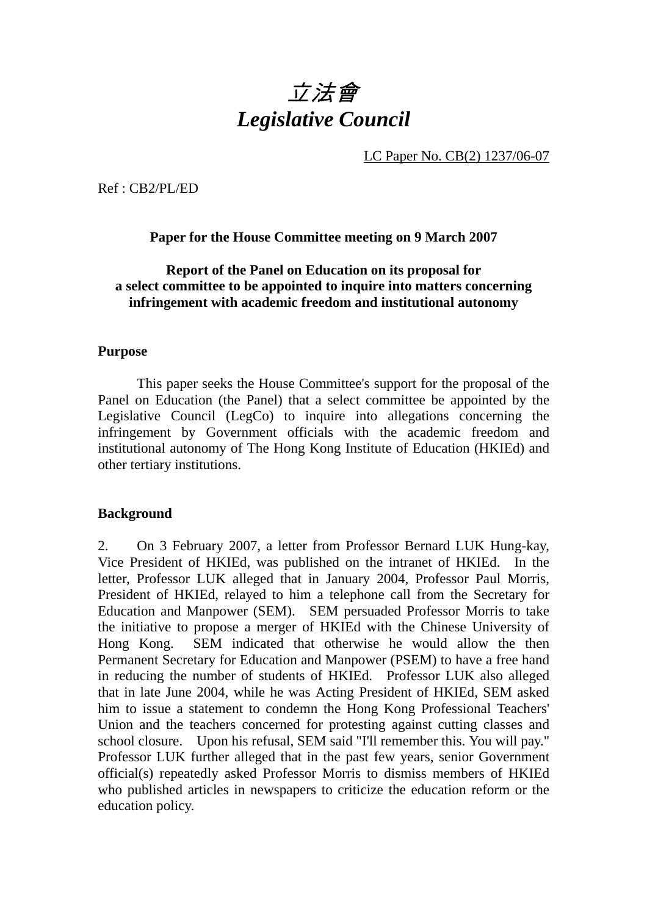# *立法會*
# *Legislative Council*

LC Paper No. CB(2) 1237/06-07

Ref : CB2/PL/ED

**Paper for the House Committee meeting on 9 March 2007**

**Report of the Panel on Education on its proposal for a select committee to be appointed to inquire into matters concerning infringement with academic freedom and institutional autonomy**

## Purpose

This paper seeks the House Committee's support for the proposal of the Panel on Education (the Panel) that a select committee be appointed by the Legislative Council (LegCo) to inquire into allegations concerning the infringement by Government officials with the academic freedom and institutional autonomy of The Hong Kong Institute of Education (HKIEd) and other tertiary institutions.

## Background

2. On 3 February 2007, a letter from Professor Bernard LUK Hung-kay, Vice President of HKIEd, was published on the intranet of HKIEd. In the letter, Professor LUK alleged that in January 2004, Professor Paul Morris, President of HKIEd, relayed to him a telephone call from the Secretary for Education and Manpower (SEM). SEM persuaded Professor Morris to take the initiative to propose a merger of HKIEd with the Chinese University of Hong Kong. SEM indicated that otherwise he would allow the then Permanent Secretary for Education and Manpower (PSEM) to have a free hand in reducing the number of students of HKIEd. Professor LUK also alleged that in late June 2004, while he was Acting President of HKIEd, SEM asked him to issue a statement to condemn the Hong Kong Professional Teachers' Union and the teachers concerned for protesting against cutting classes and school closure. Upon his refusal, SEM said "I'll remember this. You will pay." Professor LUK further alleged that in the past few years, senior Government official(s) repeatedly asked Professor Morris to dismiss members of HKIEd who published articles in newspapers to criticize the education reform or the education policy.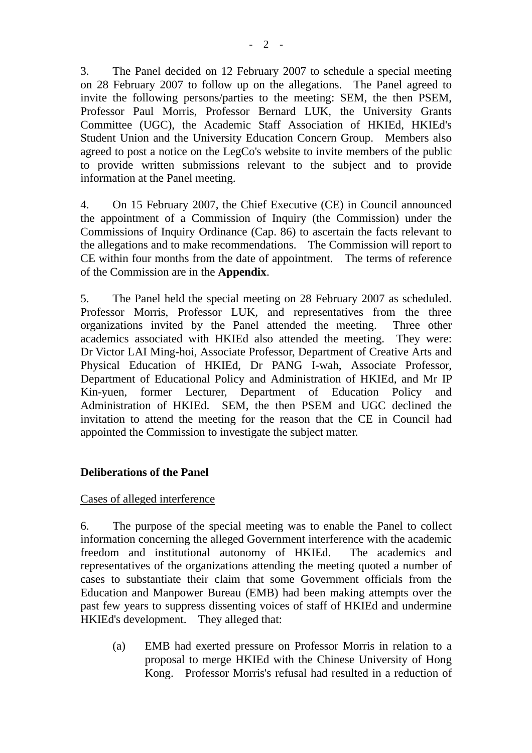3. The Panel decided on 12 February 2007 to schedule a special meeting on 28 February 2007 to follow up on the allegations. The Panel agreed to invite the following persons/parties to the meeting: SEM, the then PSEM, Professor Paul Morris, Professor Bernard LUK, the University Grants Committee (UGC), the Academic Staff Association of HKIEd, HKIEd's Student Union and the University Education Concern Group. Members also agreed to post a notice on the LegCo's website to invite members of the public to provide written submissions relevant to the subject and to provide information at the Panel meeting.

4. On 15 February 2007, the Chief Executive (CE) in Council announced the appointment of a Commission of Inquiry (the Commission) under the Commissions of Inquiry Ordinance (Cap. 86) to ascertain the facts relevant to the allegations and to make recommendations. The Commission will report to CE within four months from the date of appointment. The terms of reference of the Commission are in the **Appendix**.

5. The Panel held the special meeting on 28 February 2007 as scheduled. Professor Morris, Professor LUK, and representatives from the three organizations invited by the Panel attended the meeting. Three other academics associated with HKIEd also attended the meeting. They were: Dr Victor LAI Ming-hoi, Associate Professor, Department of Creative Arts and Physical Education of HKIEd, Dr PANG I-wah, Associate Professor, Department of Educational Policy and Administration of HKIEd, and Mr IP Kin-yuen, former Lecturer, Department of Education Policy and Administration of HKIEd. SEM, the then PSEM and UGC declined the invitation to attend the meeting for the reason that the CE in Council had appointed the Commission to investigate the subject matter.

**Deliberations of the Panel**

Cases of alleged interference

6. The purpose of the special meeting was to enable the Panel to collect information concerning the alleged Government interference with the academic freedom and institutional autonomy of HKIEd. The academics and representatives of the organizations attending the meeting quoted a number of cases to substantiate their claim that some Government officials from the Education and Manpower Bureau (EMB) had been making attempts over the past few years to suppress dissenting voices of staff of HKIEd and undermine HKIEd's development. They alleged that:

(a) EMB had exerted pressure on Professor Morris in relation to a proposal to merge HKIEd with the Chinese University of Hong Kong. Professor Morris's refusal had resulted in a reduction of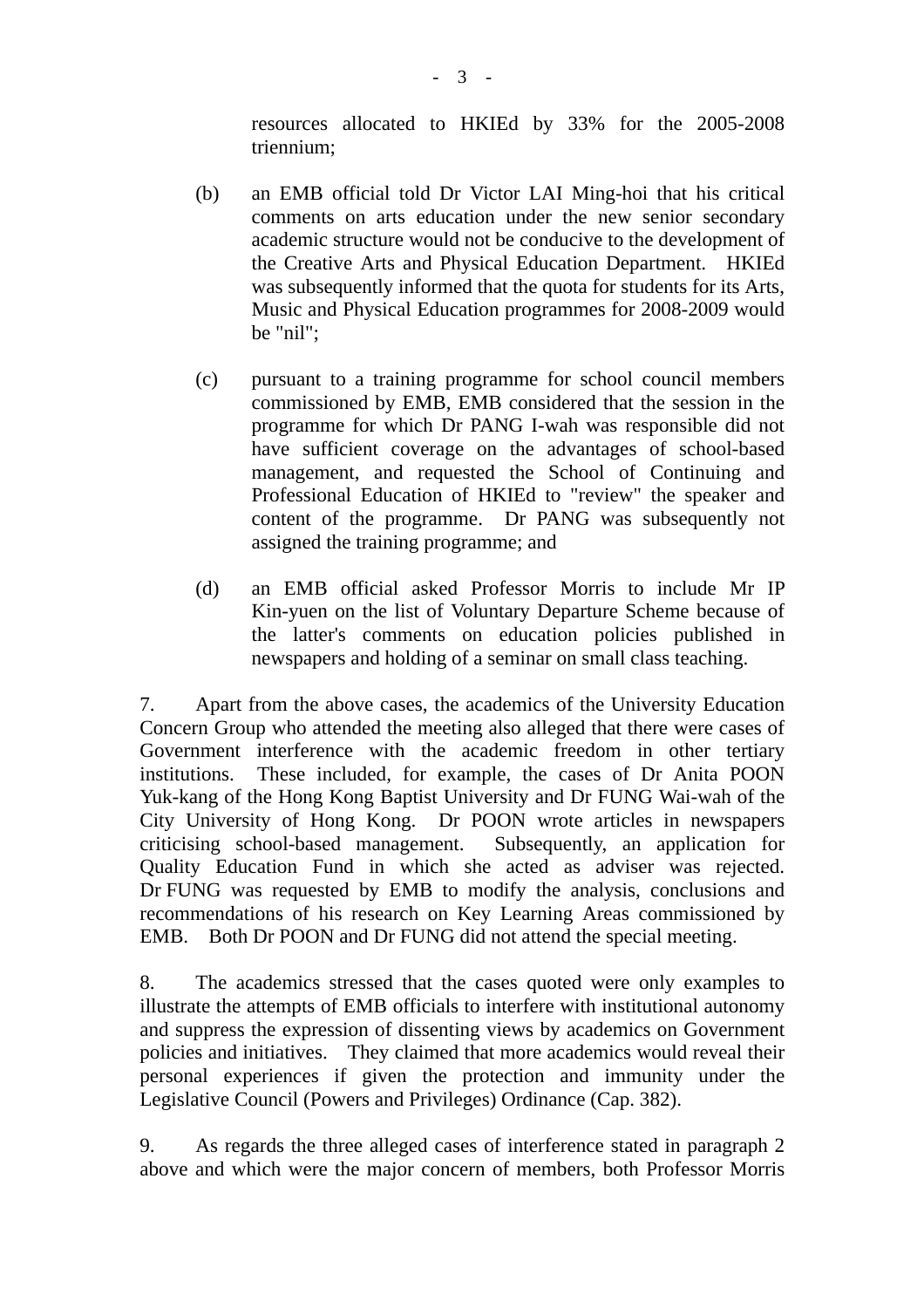resources allocated to HKIEd by 33% for the 2005-2008 triennium;

(b) an EMB official told Dr Victor LAI Ming-hoi that his critical comments on arts education under the new senior secondary academic structure would not be conducive to the development of the Creative Arts and Physical Education Department. HKIEd was subsequently informed that the quota for students for its Arts, Music and Physical Education programmes for 2008-2009 would be "nil";

(c) pursuant to a training programme for school council members commissioned by EMB, EMB considered that the session in the programme for which Dr PANG I-wah was responsible did not have sufficient coverage on the advantages of school-based management, and requested the School of Continuing and Professional Education of HKIEd to "review" the speaker and content of the programme. Dr PANG was subsequently not assigned the training programme; and

(d) an EMB official asked Professor Morris to include Mr IP Kin-yuen on the list of Voluntary Departure Scheme because of the latter's comments on education policies published in newspapers and holding of a seminar on small class teaching.

7. Apart from the above cases, the academics of the University Education Concern Group who attended the meeting also alleged that there were cases of Government interference with the academic freedom in other tertiary institutions. These included, for example, the cases of Dr Anita POON Yuk-kang of the Hong Kong Baptist University and Dr FUNG Wai-wah of the City University of Hong Kong. Dr POON wrote articles in newspapers criticising school-based management. Subsequently, an application for Quality Education Fund in which she acted as adviser was rejected. Dr FUNG was requested by EMB to modify the analysis, conclusions and recommendations of his research on Key Learning Areas commissioned by EMB. Both Dr POON and Dr FUNG did not attend the special meeting.

8. The academics stressed that the cases quoted were only examples to illustrate the attempts of EMB officials to interfere with institutional autonomy and suppress the expression of dissenting views by academics on Government policies and initiatives. They claimed that more academics would reveal their personal experiences if given the protection and immunity under the Legislative Council (Powers and Privileges) Ordinance (Cap. 382).

9. As regards the three alleged cases of interference stated in paragraph 2 above and which were the major concern of members, both Professor Morris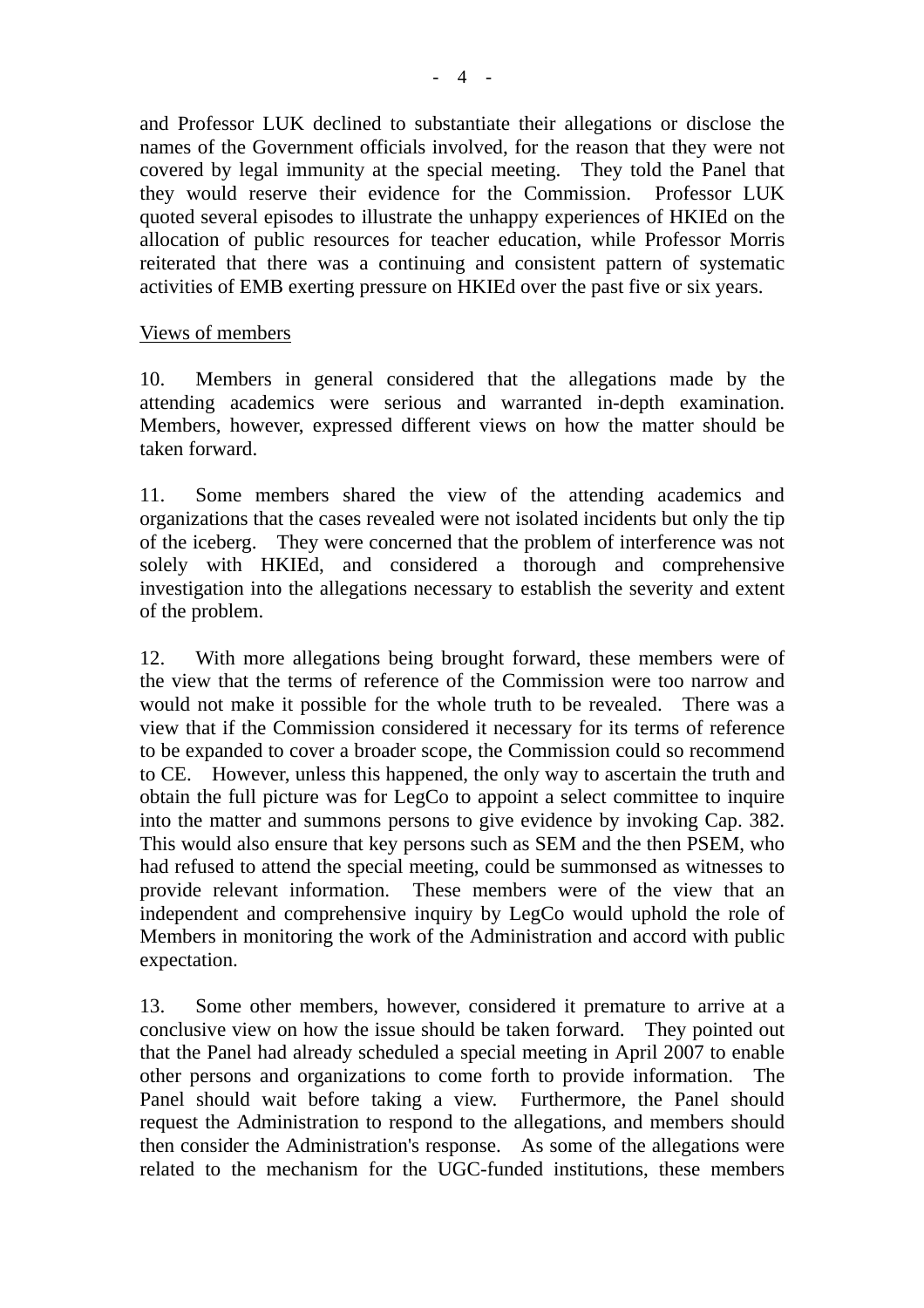and Professor LUK declined to substantiate their allegations or disclose the names of the Government officials involved, for the reason that they were not covered by legal immunity at the special meeting. They told the Panel that they would reserve their evidence for the Commission. Professor LUK quoted several episodes to illustrate the unhappy experiences of HKIEd on the allocation of public resources for teacher education, while Professor Morris reiterated that there was a continuing and consistent pattern of systematic activities of EMB exerting pressure on HKIEd over the past five or six years.

<u>Views of members</u>

10. Members in general considered that the allegations made by the attending academics were serious and warranted in-depth examination. Members, however, expressed different views on how the matter should be taken forward.

11. Some members shared the view of the attending academics and organizations that the cases revealed were not isolated incidents but only the tip of the iceberg. They were concerned that the problem of interference was not solely with HKIEd, and considered a thorough and comprehensive investigation into the allegations necessary to establish the severity and extent of the problem.

12. With more allegations being brought forward, these members were of the view that the terms of reference of the Commission were too narrow and would not make it possible for the whole truth to be revealed. There was a view that if the Commission considered it necessary for its terms of reference to be expanded to cover a broader scope, the Commission could so recommend to CE. However, unless this happened, the only way to ascertain the truth and obtain the full picture was for LegCo to appoint a select committee to inquire into the matter and summons persons to give evidence by invoking Cap. 382. This would also ensure that key persons such as SEM and the then PSEM, who had refused to attend the special meeting, could be summonsed as witnesses to provide relevant information. These members were of the view that an independent and comprehensive inquiry by LegCo would uphold the role of Members in monitoring the work of the Administration and accord with public expectation.

13. Some other members, however, considered it premature to arrive at a conclusive view on how the issue should be taken forward. They pointed out that the Panel had already scheduled a special meeting in April 2007 to enable other persons and organizations to come forth to provide information. The Panel should wait before taking a view. Furthermore, the Panel should request the Administration to respond to the allegations, and members should then consider the Administration's response. As some of the allegations were related to the mechanism for the UGC-funded institutions, these members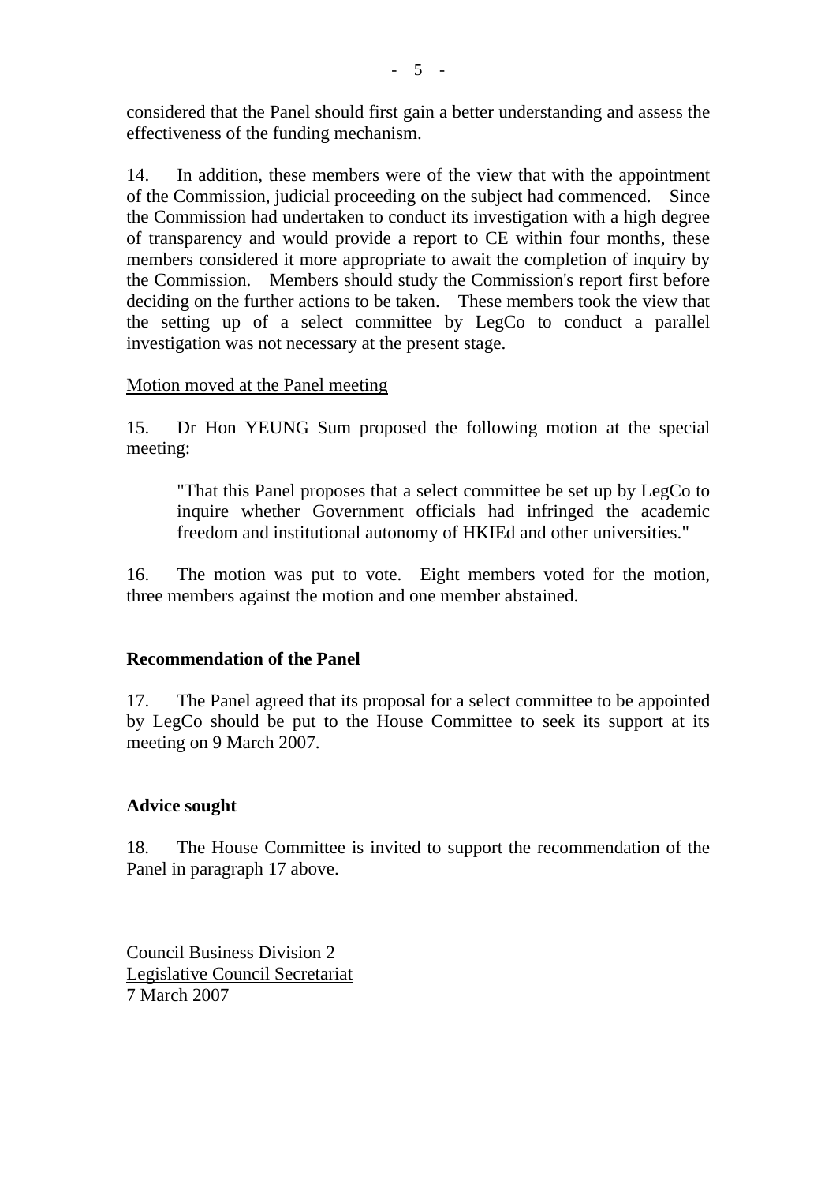considered that the Panel should first gain a better understanding and assess the effectiveness of the funding mechanism.

14. In addition, these members were of the view that with the appointment of the Commission, judicial proceeding on the subject had commenced. Since the Commission had undertaken to conduct its investigation with a high degree of transparency and would provide a report to CE within four months, these members considered it more appropriate to await the completion of inquiry by the Commission. Members should study the Commission's report first before deciding on the further actions to be taken. These members took the view that the setting up of a select committee by LegCo to conduct a parallel investigation was not necessary at the present stage.

Motion moved at the Panel meeting

15. Dr Hon YEUNG Sum proposed the following motion at the special meeting:

> "That this Panel proposes that a select committee be set up by LegCo to inquire whether Government officials had infringed the academic freedom and institutional autonomy of HKIEd and other universities."

16. The motion was put to vote. Eight members voted for the motion, three members against the motion and one member abstained.

**Recommendation of the Panel**

17. The Panel agreed that its proposal for a select committee to be appointed by LegCo should be put to the House Committee to seek its support at its meeting on 9 March 2007.

**Advice sought**

18. The House Committee is invited to support the recommendation of the Panel in paragraph 17 above.

Council Business Division 2
Legislative Council Secretariat
7 March 2007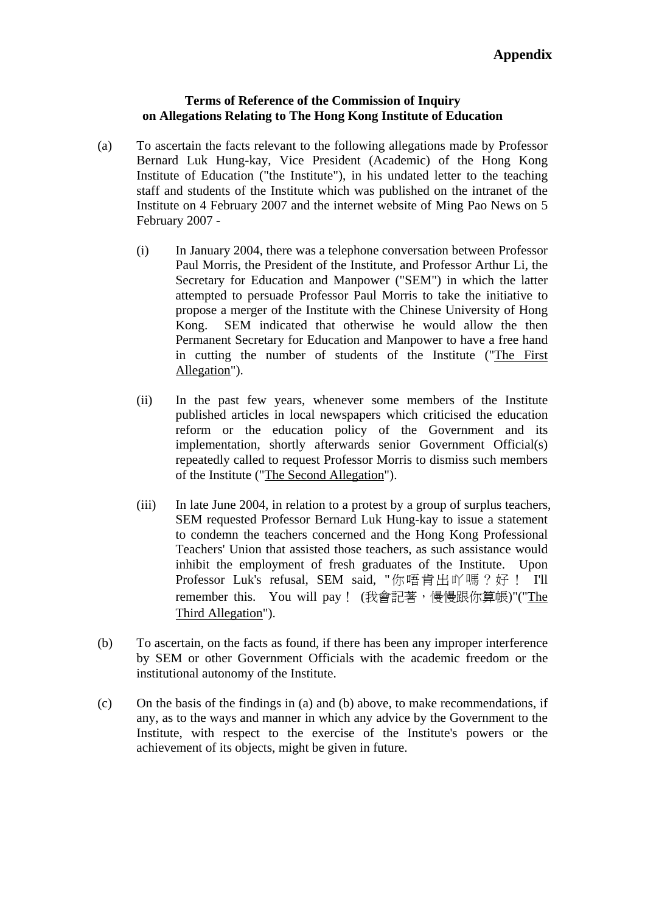**Appendix**

**Terms of Reference of the Commission of Inquiry on Allegations Relating to The Hong Kong Institute of Education**

(a) To ascertain the facts relevant to the following allegations made by Professor Bernard Luk Hung-kay, Vice President (Academic) of the Hong Kong Institute of Education ("the Institute"), in his undated letter to the teaching staff and students of the Institute which was published on the intranet of the Institute on 4 February 2007 and the internet website of Ming Pao News on 5 February 2007 -

(i) In January 2004, there was a telephone conversation between Professor Paul Morris, the President of the Institute, and Professor Arthur Li, the Secretary for Education and Manpower ("SEM") in which the latter attempted to persuade Professor Paul Morris to take the initiative to propose a merger of the Institute with the Chinese University of Hong Kong. SEM indicated that otherwise he would allow the then Permanent Secretary for Education and Manpower to have a free hand in cutting the number of students of the Institute ("<u>The First Allegation</u>").

(ii) In the past few years, whenever some members of the Institute published articles in local newspapers which criticised the education reform or the education policy of the Government and its implementation, shortly afterwards senior Government Official(s) repeatedly called to request Professor Morris to dismiss such members of the Institute ("<u>The Second Allegation</u>").

(iii) In late June 2004, in relation to a protest by a group of surplus teachers, SEM requested Professor Bernard Luk Hung-kay to issue a statement to condemn the teachers concerned and the Hong Kong Professional Teachers' Union that assisted those teachers, as such assistance would inhibit the employment of fresh graduates of the Institute. Upon Professor Luk's refusal, SEM said, "你唔肯出吖嗎？好！ I'll remember this. You will pay！ (我會記著，慢慢跟你算帳)"("<u>The Third Allegation</u>").

(b) To ascertain, on the facts as found, if there has been any improper interference by SEM or other Government Officials with the academic freedom or the institutional autonomy of the Institute.

(c) On the basis of the findings in (a) and (b) above, to make recommendations, if any, as to the ways and manner in which any advice by the Government to the Institute, with respect to the exercise of the Institute's powers or the achievement of its objects, might be given in future.